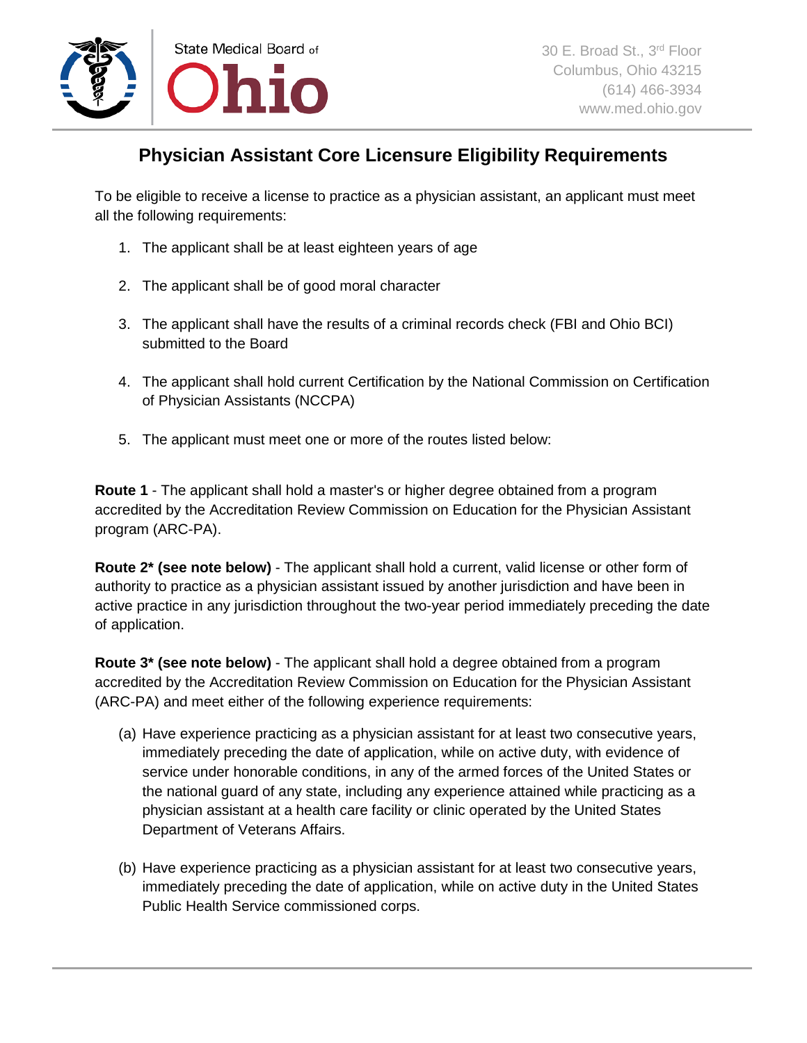State Medical Board of Ohio

30 E. Broad St., 3rd Floor
Columbus, Ohio 43215
(614) 466-3934
www.med.ohio.gov

# Physician Assistant Core Licensure Eligibility Requirements

To be eligible to receive a license to practice as a physician assistant, an applicant must meet all the following requirements:

1. The applicant shall be at least eighteen years of age
2. The applicant shall be of good moral character
3. The applicant shall have the results of a criminal records check (FBI and Ohio BCI) submitted to the Board
4. The applicant shall hold current Certification by the National Commission on Certification of Physician Assistants (NCCPA)
5. The applicant must meet one or more of the routes listed below:

**Route 1** - The applicant shall hold a master's or higher degree obtained from a program accredited by the Accreditation Review Commission on Education for the Physician Assistant program (ARC-PA).

**Route 2* (see note below)** - The applicant shall hold a current, valid license or other form of authority to practice as a physician assistant issued by another jurisdiction and have been in active practice in any jurisdiction throughout the two-year period immediately preceding the date of application.

**Route 3* (see note below)** - The applicant shall hold a degree obtained from a program accredited by the Accreditation Review Commission on Education for the Physician Assistant (ARC-PA) and meet either of the following experience requirements:

(a) Have experience practicing as a physician assistant for at least two consecutive years, immediately preceding the date of application, while on active duty, with evidence of service under honorable conditions, in any of the armed forces of the United States or the national guard of any state, including any experience attained while practicing as a physician assistant at a health care facility or clinic operated by the United States Department of Veterans Affairs.

(b) Have experience practicing as a physician assistant for at least two consecutive years, immediately preceding the date of application, while on active duty in the United States Public Health Service commissioned corps.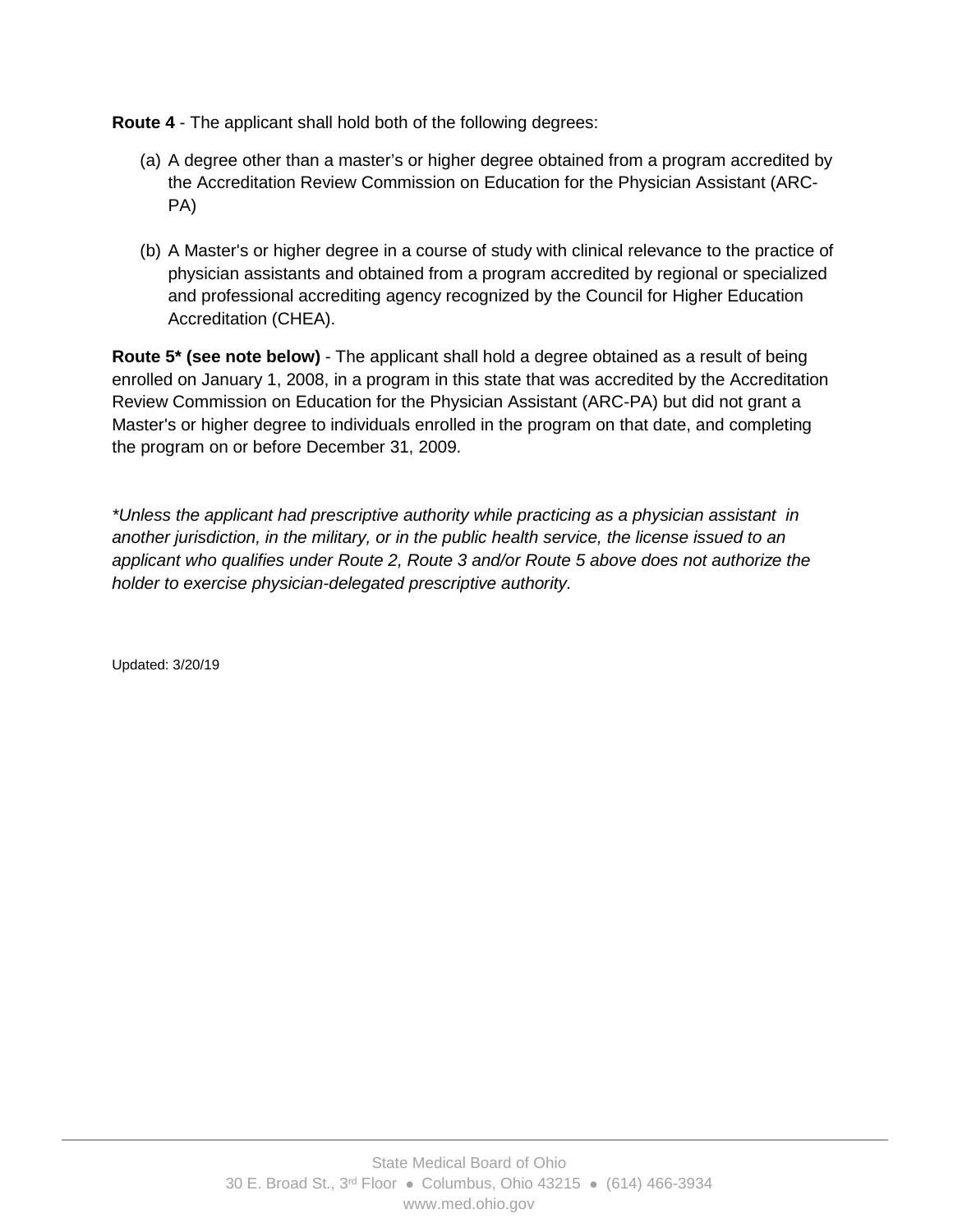**Route 4** - The applicant shall hold both of the following degrees:

(a) A degree other than a master's or higher degree obtained from a program accredited by the Accreditation Review Commission on Education for the Physician Assistant (ARC-PA)

(b) A Master's or higher degree in a course of study with clinical relevance to the practice of physician assistants and obtained from a program accredited by regional or specialized and professional accrediting agency recognized by the Council for Higher Education Accreditation (CHEA).

**Route 5* (see note below)** - The applicant shall hold a degree obtained as a result of being enrolled on January 1, 2008, in a program in this state that was accredited by the Accreditation Review Commission on Education for the Physician Assistant (ARC-PA) but did not grant a Master's or higher degree to individuals enrolled in the program on that date, and completing the program on or before December 31, 2009.

*\*Unless the applicant had prescriptive authority while practicing as a physician assistant in another jurisdiction, in the military, or in the public health service, the license issued to an applicant who qualifies under Route 2, Route 3 and/or Route 5 above does not authorize the holder to exercise physician-delegated prescriptive authority.*

Updated: 3/20/19